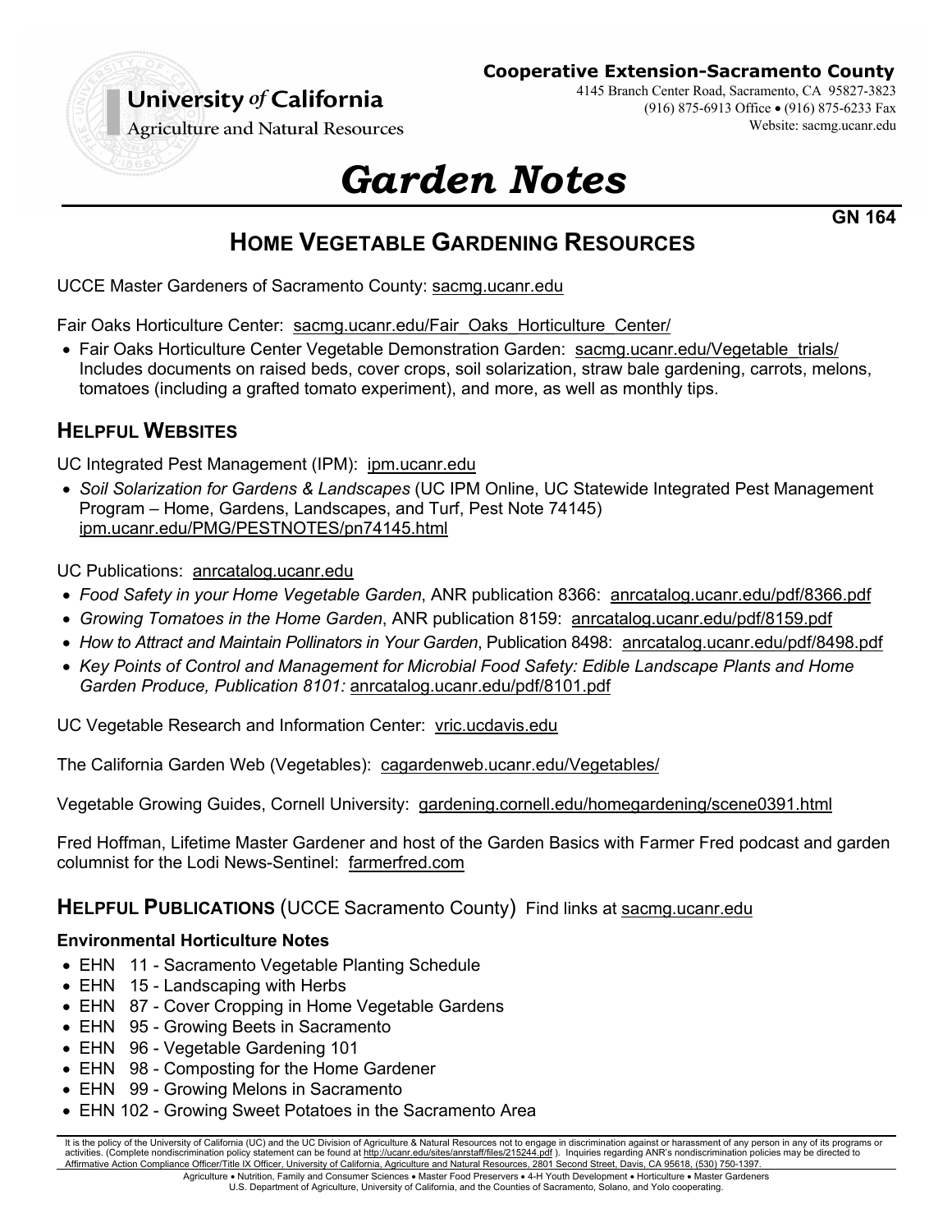University *of* California
Agriculture and Natural Resources

**Cooperative Extension-Sacramento County**
4145 Branch Center Road, Sacramento, CA 95827-3823
(916) 875-6913 Office • (916) 875-6233 Fax
Website: sacmg.ucanr.edu

# *Garden Notes*

**GN 164**

## HOME VEGETABLE GARDENING RESOURCES

UCCE Master Gardeners of Sacramento County: sacmg.ucanr.edu

Fair Oaks Horticulture Center: sacmg.ucanr.edu/Fair_Oaks_Horticulture_Center/

- Fair Oaks Horticulture Center Vegetable Demonstration Garden: sacmg.ucanr.edu/Vegetable_trials/ Includes documents on raised beds, cover crops, soil solarization, straw bale gardening, carrots, melons, tomatoes (including a grafted tomato experiment), and more, as well as monthly tips.

### HELPFUL WEBSITES

UC Integrated Pest Management (IPM): ipm.ucanr.edu

- *Soil Solarization for Gardens & Landscapes* (UC IPM Online, UC Statewide Integrated Pest Management Program – Home, Gardens, Landscapes, and Turf, Pest Note 74145) ipm.ucanr.edu/PMG/PESTNOTES/pn74145.html

UC Publications: anrcatalog.ucanr.edu

- *Food Safety in your Home Vegetable Garden*, ANR publication 8366: anrcatalog.ucanr.edu/pdf/8366.pdf
- *Growing Tomatoes in the Home Garden*, ANR publication 8159: anrcatalog.ucanr.edu/pdf/8159.pdf
- *How to Attract and Maintain Pollinators in Your Garden*, Publication 8498: anrcatalog.ucanr.edu/pdf/8498.pdf
- *Key Points of Control and Management for Microbial Food Safety: Edible Landscape Plants and Home Garden Produce, Publication 8101:* anrcatalog.ucanr.edu/pdf/8101.pdf

UC Vegetable Research and Information Center: vric.ucdavis.edu

The California Garden Web (Vegetables): cagardenweb.ucanr.edu/Vegetables/

Vegetable Growing Guides, Cornell University: gardening.cornell.edu/homegardening/scene0391.html

Fred Hoffman, Lifetime Master Gardener and host of the Garden Basics with Farmer Fred podcast and garden columnist for the Lodi News-Sentinel: farmerfred.com

### HELPFUL PUBLICATIONS (UCCE Sacramento County) Find links at sacmg.ucanr.edu

**Environmental Horticulture Notes**

- EHN 11 - Sacramento Vegetable Planting Schedule
- EHN 15 - Landscaping with Herbs
- EHN 87 - Cover Cropping in Home Vegetable Gardens
- EHN 95 - Growing Beets in Sacramento
- EHN 96 - Vegetable Gardening 101
- EHN 98 - Composting for the Home Gardener
- EHN 99 - Growing Melons in Sacramento
- EHN 102 - Growing Sweet Potatoes in the Sacramento Area

It is the policy of the University of California (UC) and the UC Division of Agriculture & Natural Resources not to engage in discrimination against or harassment of any person in any of its programs or activities. (Complete nondiscrimination policy statement can be found at http://ucanr.edu/sites/anrstaff/files/215244.pdf ). Inquiries regarding ANR's nondiscrimination policies may be directed to Affirmative Action Compliance Officer/Title IX Officer, University of California, Agriculture and Natural Resources, 2801 Second Street, Davis, CA 95618, (530) 750-1397.

Agriculture • Nutrition, Family and Consumer Sciences • Master Food Preservers • 4-H Youth Development • Horticulture • Master Gardeners
U.S. Department of Agriculture, University of California, and the Counties of Sacramento, Solano, and Yolo cooperating.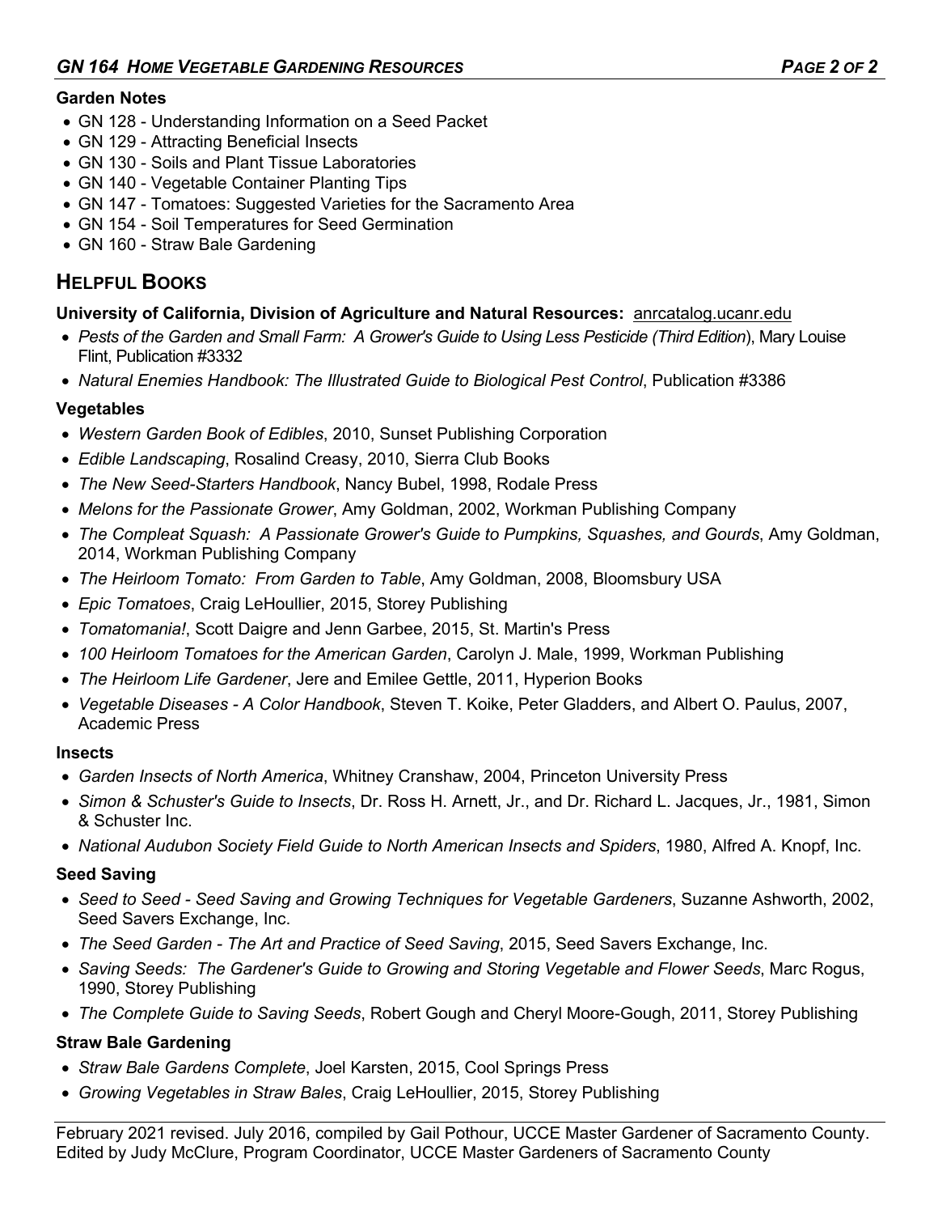**Garden Notes**

- GN 128 - Understanding Information on a Seed Packet
- GN 129 - Attracting Beneficial Insects
- GN 130 - Soils and Plant Tissue Laboratories
- GN 140 - Vegetable Container Planting Tips
- GN 147 - Tomatoes: Suggested Varieties for the Sacramento Area
- GN 154 - Soil Temperatures for Seed Germination
- GN 160 - Straw Bale Gardening

## Helpful Books

**University of California, Division of Agriculture and Natural Resources:** anrcatalog.ucanr.edu

- *Pests of the Garden and Small Farm: A Grower's Guide to Using Less Pesticide (Third Edition*), Mary Louise Flint, Publication #3332
- *Natural Enemies Handbook: The Illustrated Guide to Biological Pest Control*, Publication #3386

**Vegetables**

- *Western Garden Book of Edibles*, 2010, Sunset Publishing Corporation
- *Edible Landscaping*, Rosalind Creasy, 2010, Sierra Club Books
- *The New Seed-Starters Handbook*, Nancy Bubel, 1998, Rodale Press
- *Melons for the Passionate Grower*, Amy Goldman, 2002, Workman Publishing Company
- *The Compleat Squash: A Passionate Grower's Guide to Pumpkins, Squashes, and Gourds*, Amy Goldman, 2014, Workman Publishing Company
- *The Heirloom Tomato: From Garden to Table*, Amy Goldman, 2008, Bloomsbury USA
- *Epic Tomatoes*, Craig LeHoullier, 2015, Storey Publishing
- *Tomatomania!*, Scott Daigre and Jenn Garbee, 2015, St. Martin's Press
- *100 Heirloom Tomatoes for the American Garden*, Carolyn J. Male, 1999, Workman Publishing
- *The Heirloom Life Gardener*, Jere and Emilee Gettle, 2011, Hyperion Books
- *Vegetable Diseases - A Color Handbook*, Steven T. Koike, Peter Gladders, and Albert O. Paulus, 2007, Academic Press

**Insects**

- *Garden Insects of North America*, Whitney Cranshaw, 2004, Princeton University Press
- *Simon & Schuster's Guide to Insects*, Dr. Ross H. Arnett, Jr., and Dr. Richard L. Jacques, Jr., 1981, Simon & Schuster Inc.
- *National Audubon Society Field Guide to North American Insects and Spiders*, 1980, Alfred A. Knopf, Inc.

**Seed Saving**

- *Seed to Seed - Seed Saving and Growing Techniques for Vegetable Gardeners*, Suzanne Ashworth, 2002, Seed Savers Exchange, Inc.
- *The Seed Garden - The Art and Practice of Seed Saving*, 2015, Seed Savers Exchange, Inc.
- *Saving Seeds: The Gardener's Guide to Growing and Storing Vegetable and Flower Seeds*, Marc Rogus, 1990, Storey Publishing
- *The Complete Guide to Saving Seeds*, Robert Gough and Cheryl Moore-Gough, 2011, Storey Publishing

**Straw Bale Gardening**

- *Straw Bale Gardens Complete*, Joel Karsten, 2015, Cool Springs Press
- *Growing Vegetables in Straw Bales*, Craig LeHoullier, 2015, Storey Publishing

February 2021 revised. July 2016, compiled by Gail Pothour, UCCE Master Gardener of Sacramento County. Edited by Judy McClure, Program Coordinator, UCCE Master Gardeners of Sacramento County